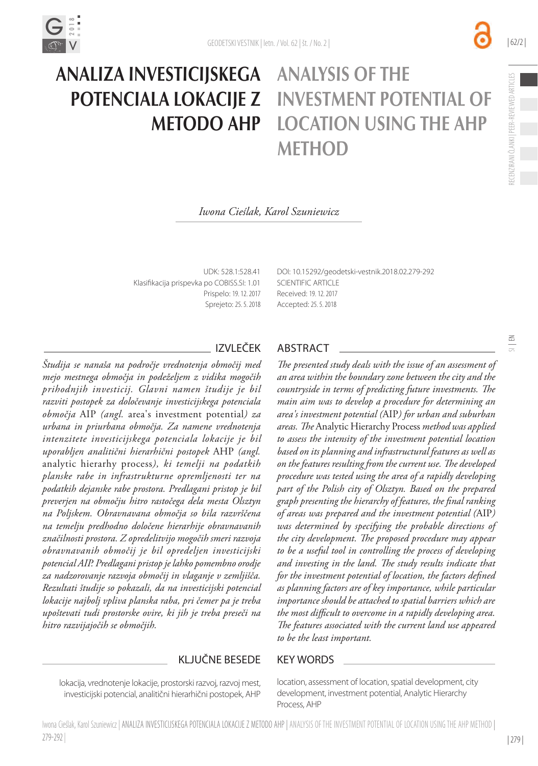# ANALIZA INVESTICIJSKEGA POTENCIALA LOKACIJE Z METODO AHP

# ANALYSIS OF THE INVESTMENT POTENTIAL OF LOCATION USING THE AHP METHOD

*Iwona Cieślak, Karol Szuniewicz*

UDK: 528.1:528.41
Klasifikacija prispevka po COBISS.SI: 1.01
Prispelo: 19. 12. 2017
Sprejeto: 25. 5. 2018

DOI: 10.15292/geodetski-vestnik.2018.02.279-292
SCIENTIFIC ARTICLE
Received: 19. 12. 2017
Accepted: 25. 5. 2018

## IZVLEČEK

*Študija se nanaša na področje vrednotenja območij med mejo mestnega območja in podeželjem z vidika mogočih prihodnjih investicij. Glavni namen študije je bil razviti postopek za določevanje investicijskega potenciala območja* AIP *(angl.* area's investment potential*) za urbana in priurbana območja. Za namene vrednotenja intenzitete investicijskega potenciala lokacije je bil uporabljen analitični hierarhični postopek* AHP *(angl.* analytic hierarhy process*), ki temelji na podatkih planske rabe in infrastrukturne opremljenosti ter na podatkih dejanske rabe prostora. Predlagani pristop je bil preverjen na območju hitro rastočega dela mesta Olsztyn na Poljskem. Obravnavana območja so bila razvrščena na temelju predhodno določene hierarhije obravnavanih značilnosti prostora. Z opredelitvijo mogočih smeri razvoja obravnavanih območij je bil opredeljen investicijski potencial AIP. Predlagani pristop je lahko pomembno orodje za nadzorovanje razvoja območij in vlaganje v zemljišča. Rezultati študije so pokazali, da na investicijski potencial lokacije najbolj vpliva planska raba, pri čemer pa je treba upoštevati tudi prostorske ovire, ki jih je treba preseči na hitro razvijajočih se območjih.*

## ABSTRACT

*The presented study deals with the issue of an assessment of an area within the boundary zone between the city and the countryside in terms of predicting future investments. The main aim was to develop a procedure for determining an area's investment potential (*AIP*) for urban and suburban areas. The* Analytic Hierarchy Process *method was applied to assess the intensity of the investment potential location based on its planning and infrastructural features as well as on the features resulting from the current use. The developed procedure was tested using the area of a rapidly developing part of the Polish city of Olsztyn. Based on the prepared graph presenting the hierarchy of features, the final ranking of areas was prepared and the investment potential (*AIP*) was determined by specifying the probable directions of the city development. The proposed procedure may appear to be a useful tool in controlling the process of developing and investing in the land. The study results indicate that for the investment potential of location, the factors defined as planning factors are of key importance, while particular importance should be attached to spatial barriers which are the most difficult to overcome in a rapidly developing area. The features associated with the current land use appeared to be the least important.*

## KLJUČNE BESEDE

lokacija, vrednotenje lokacije, prostorski razvoj, razvoj mest, investicijski potencial, analitični hierarhični postopek, AHP

## KEY WORDS

location, assessment of location, spatial development, city development, investment potential, Analytic Hierarchy Process, AHP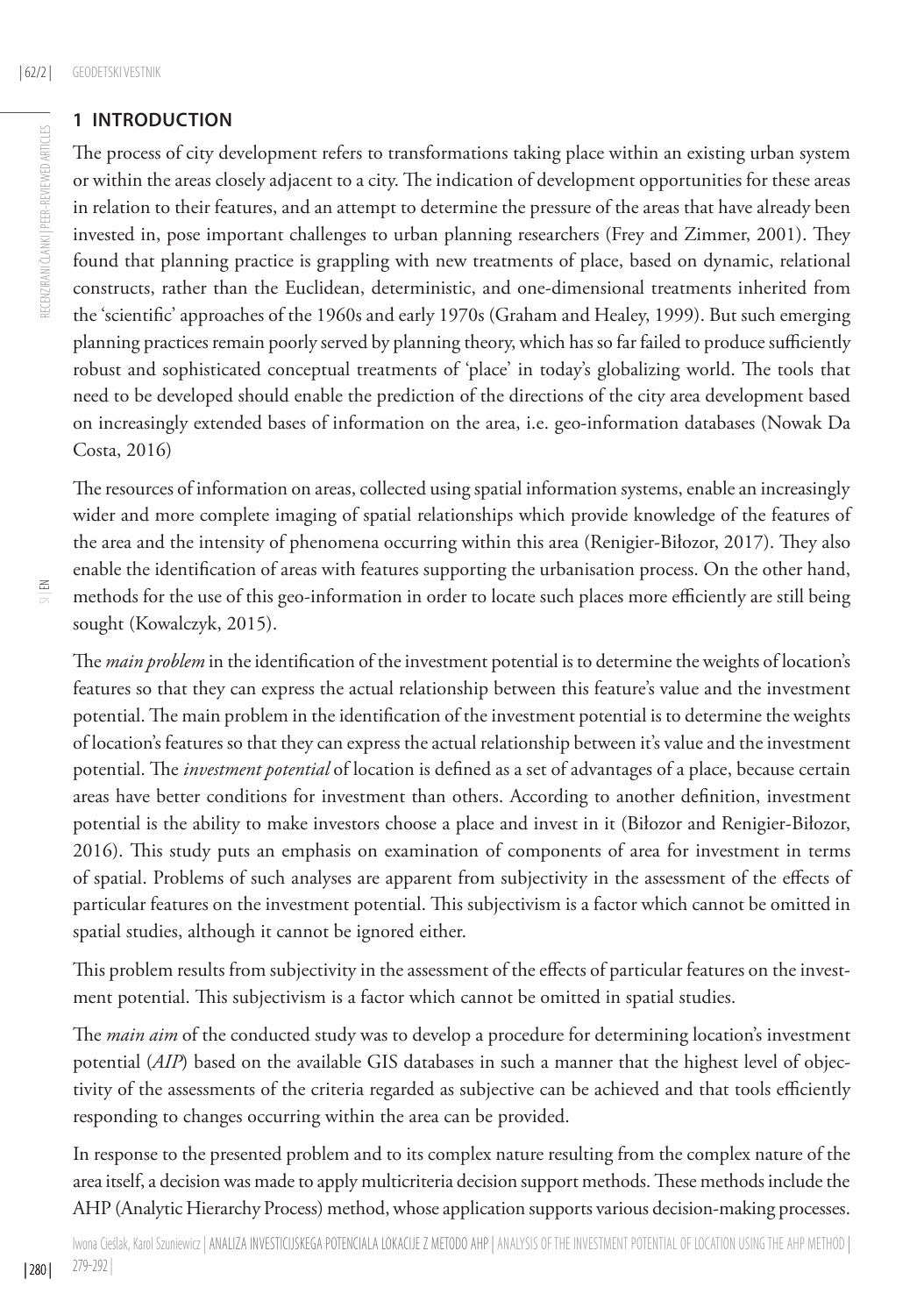## 1 INTRODUCTION

The process of city development refers to transformations taking place within an existing urban system or within the areas closely adjacent to a city. The indication of development opportunities for these areas in relation to their features, and an attempt to determine the pressure of the areas that have already been invested in, pose important challenges to urban planning researchers (Frey and Zimmer, 2001). They found that planning practice is grappling with new treatments of place, based on dynamic, relational constructs, rather than the Euclidean, deterministic, and one-dimensional treatments inherited from the 'scientific' approaches of the 1960s and early 1970s (Graham and Healey, 1999). But such emerging planning practices remain poorly served by planning theory, which has so far failed to produce sufficiently robust and sophisticated conceptual treatments of 'place' in today's globalizing world. The tools that need to be developed should enable the prediction of the directions of the city area development based on increasingly extended bases of information on the area, i.e. geo-information databases (Nowak Da Costa, 2016)

The resources of information on areas, collected using spatial information systems, enable an increasingly wider and more complete imaging of spatial relationships which provide knowledge of the features of the area and the intensity of phenomena occurring within this area (Renigier-Biłozor, 2017). They also enable the identification of areas with features supporting the urbanisation process. On the other hand, methods for the use of this geo-information in order to locate such places more efficiently are still being sought (Kowalczyk, 2015).

The *main problem* in the identification of the investment potential is to determine the weights of location's features so that they can express the actual relationship between this feature's value and the investment potential. The main problem in the identification of the investment potential is to determine the weights of location's features so that they can express the actual relationship between it's value and the investment potential. The *investment potential* of location is defined as a set of advantages of a place, because certain areas have better conditions for investment than others. According to another definition, investment potential is the ability to make investors choose a place and invest in it (Biłozor and Renigier-Biłozor, 2016). This study puts an emphasis on examination of components of area for investment in terms of spatial. Problems of such analyses are apparent from subjectivity in the assessment of the effects of particular features on the investment potential. This subjectivism is a factor which cannot be omitted in spatial studies, although it cannot be ignored either.

This problem results from subjectivity in the assessment of the effects of particular features on the investment potential. This subjectivism is a factor which cannot be omitted in spatial studies.

The *main aim* of the conducted study was to develop a procedure for determining location's investment potential (*AIP*) based on the available GIS databases in such a manner that the highest level of objectivity of the assessments of the criteria regarded as subjective can be achieved and that tools efficiently responding to changes occurring within the area can be provided.

In response to the presented problem and to its complex nature resulting from the complex nature of the area itself, a decision was made to apply multicriteria decision support methods. These methods include the AHP (Analytic Hierarchy Process) method, whose application supports various decision-making processes.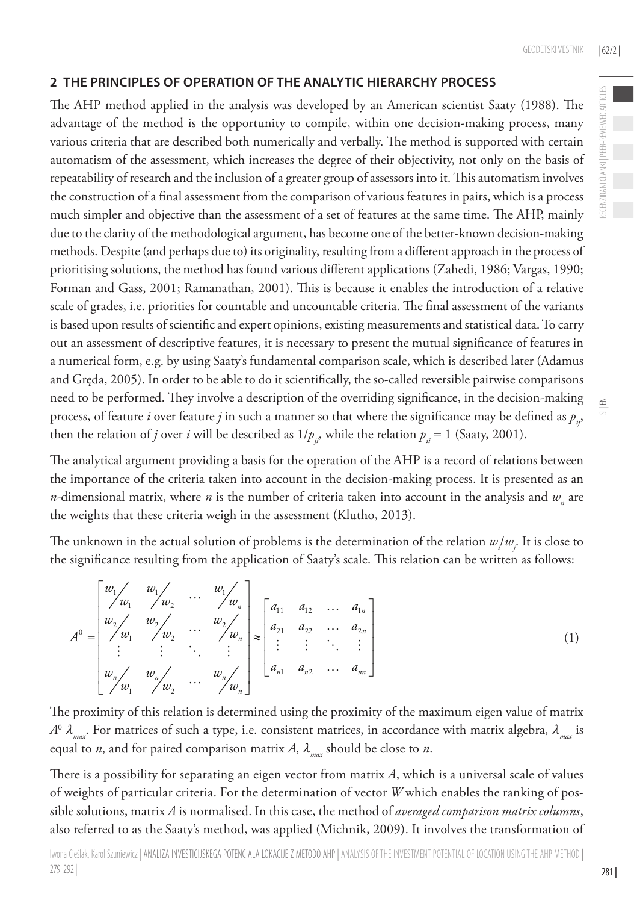## 2 THE PRINCIPLES OF OPERATION OF THE ANALYTIC HIERARCHY PROCESS

The AHP method applied in the analysis was developed by an American scientist Saaty (1988). The advantage of the method is the opportunity to compile, within one decision-making process, many various criteria that are described both numerically and verbally. The method is supported with certain automatism of the assessment, which increases the degree of their objectivity, not only on the basis of repeatability of research and the inclusion of a greater group of assessors into it. This automatism involves the construction of a final assessment from the comparison of various features in pairs, which is a process much simpler and objective than the assessment of a set of features at the same time. The AHP, mainly due to the clarity of the methodological argument, has become one of the better-known decision-making methods. Despite (and perhaps due to) its originality, resulting from a different approach in the process of prioritising solutions, the method has found various different applications (Zahedi, 1986; Vargas, 1990; Forman and Gass, 2001; Ramanathan, 2001). This is because it enables the introduction of a relative scale of grades, i.e. priorities for countable and uncountable criteria. The final assessment of the variants is based upon results of scientific and expert opinions, existing measurements and statistical data. To carry out an assessment of descriptive features, it is necessary to present the mutual significance of features in a numerical form, e.g. by using Saaty's fundamental comparison scale, which is described later (Adamus and Gręda, 2005). In order to be able to do it scientifically, the so-called reversible pairwise comparisons need to be performed. They involve a description of the overriding significance, in the decision-making process, of feature *i* over feature *j* in such a manner so that where the significance may be defined as $p_{ij}$, then the relation of *j* over *i* will be described as $1/p_{ji}$, while the relation $p_{ii} = 1$ (Saaty, 2001).

The analytical argument providing a basis for the operation of the AHP is a record of relations between the importance of the criteria taken into account in the decision-making process. It is presented as an *n*-dimensional matrix, where *n* is the number of criteria taken into account in the analysis and $w_n$ are the weights that these criteria weigh in the assessment (Klutho, 2013).

The unknown in the actual solution of problems is the determination of the relation $w_i/w_j$. It is close to the significance resulting from the application of Saaty's scale. This relation can be written as follows:

$$A^0 = \begin{bmatrix} w_1/w_1 & w_1/w_2 & \cdots & w_1/w_n \\ w_2/w_1 & w_2/w_2 & \cdots & w_2/w_n \\ \vdots & \vdots & \ddots & \vdots \\ w_n/w_1 & w_n/w_2 & \cdots & w_n/w_n \end{bmatrix} \approx \begin{bmatrix} a_{11} & a_{12} & \dots & a_{1n} \\ a_{21} & a_{22} & \dots & a_{2n} \\ \vdots & \vdots & \ddots & \vdots \\ a_{n1} & a_{n2} & \dots & a_{nn} \end{bmatrix} \tag{1}$$

The proximity of this relation is determined using the proximity of the maximum eigen value of matrix $A^0$ $\lambda_{max}$. For matrices of such a type, i.e. consistent matrices, in accordance with matrix algebra, $\lambda_{max}$ is equal to *n*, and for paired comparison matrix *A*, $\lambda_{max}$ should be close to *n*.

There is a possibility for separating an eigen vector from matrix *A*, which is a universal scale of values of weights of particular criteria. For the determination of vector *W* which enables the ranking of possible solutions, matrix *A* is normalised. In this case, the method of *averaged comparison matrix columns*, also referred to as the Saaty's method, was applied (Michnik, 2009). It involves the transformation of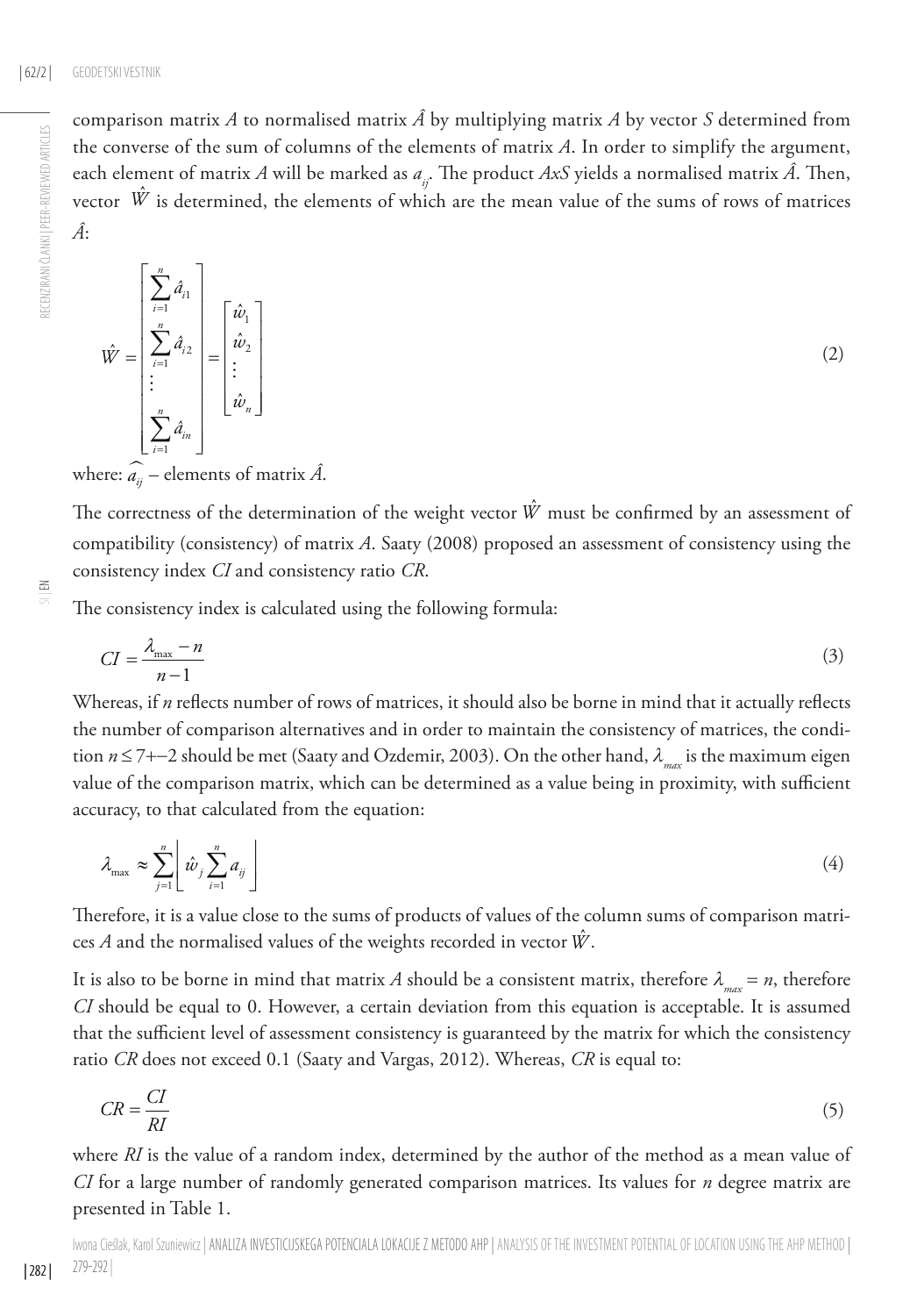comparison matrix $A$ to normalised matrix $\hat{A}$ by multiplying matrix $A$ by vector $S$ determined from the converse of the sum of columns of the elements of matrix $A$. In order to simplify the argument, each element of matrix $A$ will be marked as $a_{ij}$. The product $AxS$ yields a normalised matrix $\hat{A}$. Then, vector $\hat{W}$ is determined, the elements of which are the mean value of the sums of rows of matrices $\hat{A}$:

$$\hat{W} = \begin{bmatrix} \sum_{i=1}^{n} \hat{a}_{i1} \\ \sum_{i=1}^{n} \hat{a}_{i2} \\ \vdots \\ \sum_{i=1}^{n} \hat{a}_{in} \end{bmatrix} = \begin{bmatrix} \hat{w}_1 \\ \hat{w}_2 \\ \vdots \\ \hat{w}_n \end{bmatrix} \tag{2}$$

where: $\widehat{a_{ij}}$ – elements of matrix $\hat{A}$.

The correctness of the determination of the weight vector $\hat{W}$ must be confirmed by an assessment of compatibility (consistency) of matrix $A$. Saaty (2008) proposed an assessment of consistency using the consistency index $CI$ and consistency ratio $CR$.

The consistency index is calculated using the following formula:

$$CI = \frac{\lambda_{\max} - n}{n-1} \tag{3}$$

Whereas, if $n$ reflects number of rows of matrices, it should also be borne in mind that it actually reflects the number of comparison alternatives and in order to maintain the consistency of matrices, the condition $n \leq 7+-2$ should be met (Saaty and Ozdemir, 2003). On the other hand, $\lambda_{max}$ is the maximum eigen value of the comparison matrix, which can be determined as a value being in proximity, with sufficient accuracy, to that calculated from the equation:

$$\lambda_{\max} \approx \sum_{j=1}^{n} \left[ \hat{w}_j \sum_{i=1}^{n} a_{ij} \right] \tag{4}$$

Therefore, it is a value close to the sums of products of values of the column sums of comparison matrices $A$ and the normalised values of the weights recorded in vector $\hat{W}$.

It is also to be borne in mind that matrix $A$ should be a consistent matrix, therefore $\lambda_{max} = n$, therefore $CI$ should be equal to 0. However, a certain deviation from this equation is acceptable. It is assumed that the sufficient level of assessment consistency is guaranteed by the matrix for which the consistency ratio $CR$ does not exceed 0.1 (Saaty and Vargas, 2012). Whereas, $CR$ is equal to:

$$CR = \frac{CI}{RI} \tag{5}$$

where $RI$ is the value of a random index, determined by the author of the method as a mean value of $CI$ for a large number of randomly generated comparison matrices. Its values for $n$ degree matrix are presented in Table 1.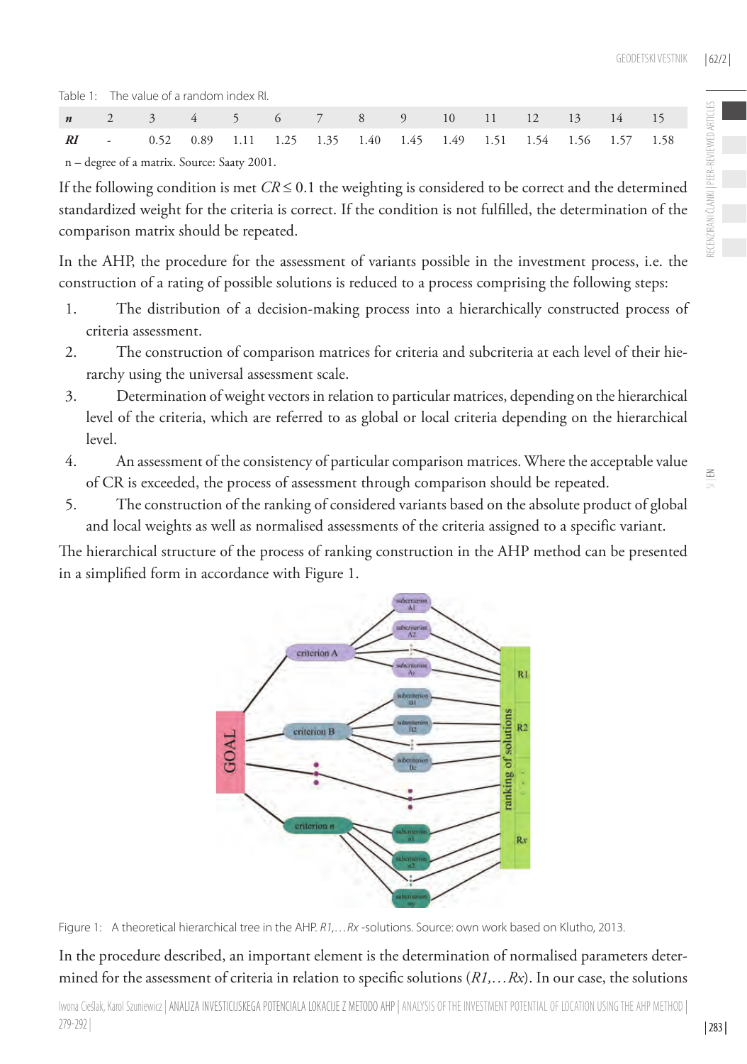Table 1: The value of a random index RI.

| *n* | 2 | 3 | 4 | 5 | 6 | 7 | 8 | 9 | 10 | 11 | 12 | 13 | 14 | 15 |
|---|---|---|---|---|---|---|---|---|---|---|---|---|---|---|
| *RI* | - | 0.52 | 0.89 | 1.11 | 1.25 | 1.35 | 1.40 | 1.45 | 1.49 | 1.51 | 1.54 | 1.56 | 1.57 | 1.58 |

n – degree of a matrix. Source: Saaty 2001.

If the following condition is met $CR \leq 0.1$ the weighting is considered to be correct and the determined standardized weight for the criteria is correct. If the condition is not fulfilled, the determination of the comparison matrix should be repeated.

In the AHP, the procedure for the assessment of variants possible in the investment process, i.e. the construction of a rating of possible solutions is reduced to a process comprising the following steps:

1. The distribution of a decision-making process into a hierarchically constructed process of criteria assessment.
2. The construction of comparison matrices for criteria and subcriteria at each level of their hierarchy using the universal assessment scale.
3. Determination of weight vectors in relation to particular matrices, depending on the hierarchical level of the criteria, which are referred to as global or local criteria depending on the hierarchical level.
4. An assessment of the consistency of particular comparison matrices. Where the acceptable value of CR is exceeded, the process of assessment through comparison should be repeated.
5. The construction of the ranking of considered variants based on the absolute product of global and local weights as well as normalised assessments of the criteria assigned to a specific variant.

The hierarchical structure of the process of ranking construction in the AHP method can be presented in a simplified form in accordance with Figure 1.

Figure 1: A theoretical hierarchical tree in the AHP. *R1,…Rx* -solutions. Source: own work based on Klutho, 2013.

In the procedure described, an important element is the determination of normalised parameters determined for the assessment of criteria in relation to specific solutions (*R1,…Rx*). In our case, the solutions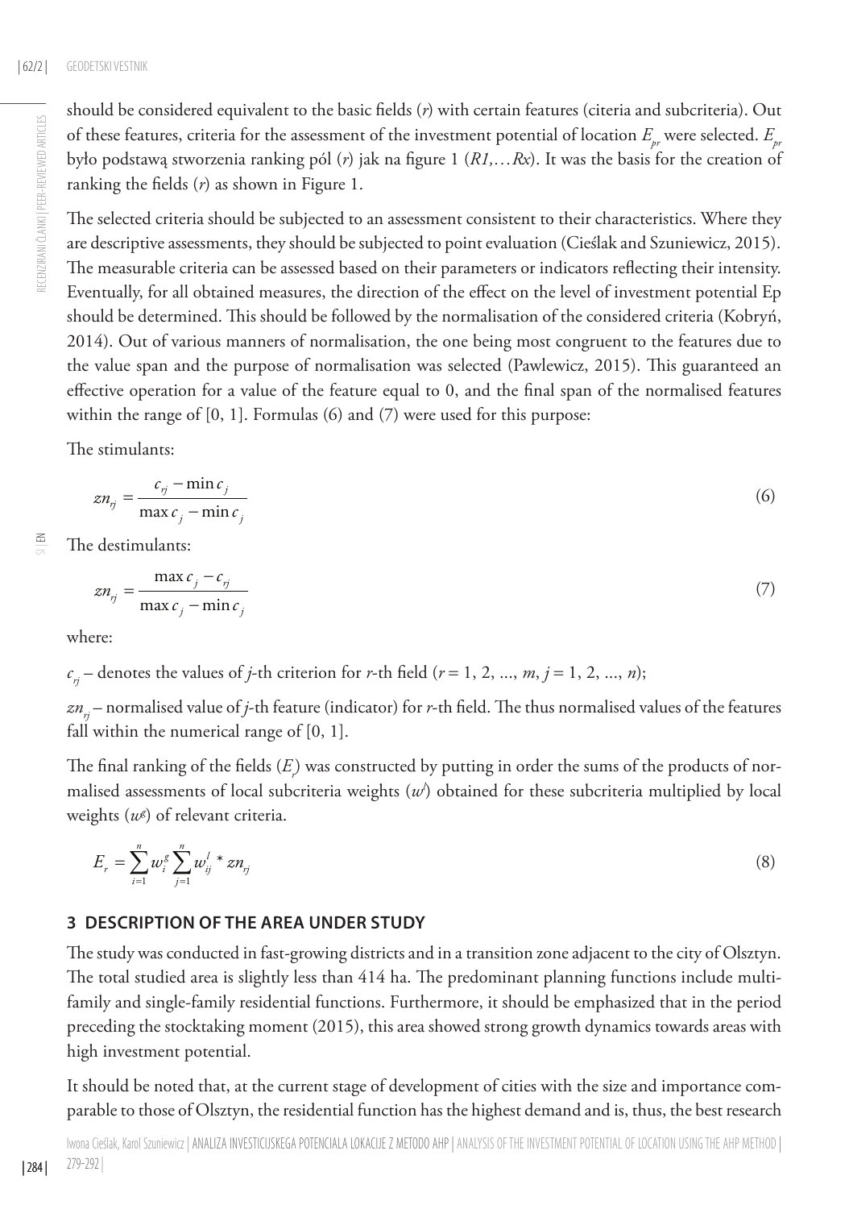should be considered equivalent to the basic fields ($r$) with certain features (citeria and subcriteria). Out of these features, criteria for the assessment of the investment potential of location $E_{pr}$ were selected. $E_{pr}$ było podstawą stworzenia ranking pól ($r$) jak na figure 1 (*R1,…Rx*). It was the basis for the creation of ranking the fields ($r$) as shown in Figure 1.

The selected criteria should be subjected to an assessment consistent to their characteristics. Where they are descriptive assessments, they should be subjected to point evaluation (Cieślak and Szuniewicz, 2015). The measurable criteria can be assessed based on their parameters or indicators reflecting their intensity. Eventually, for all obtained measures, the direction of the effect on the level of investment potential Ep should be determined. This should be followed by the normalisation of the considered criteria (Kobryń, 2014). Out of various manners of normalisation, the one being most congruent to the features due to the value span and the purpose of normalisation was selected (Pawlewicz, 2015). This guaranteed an effective operation for a value of the feature equal to 0, and the final span of the normalised features within the range of [0, 1]. Formulas (6) and (7) were used for this purpose:

The stimulants:

$$zn_{rj} = \frac{c_{rj} - \min c_j}{\max c_j - \min c_j} \tag{6}$$

The destimulants:

$$zn_{rj} = \frac{\max c_j - c_{rj}}{\max c_j - \min c_j} \tag{7}$$

where:

$c_{rj}$ – denotes the values of $j$-th criterion for $r$-th field ($r = 1, 2, ..., m$, $j = 1, 2, ..., n$);

$zn_{rj}$ – normalised value of $j$-th feature (indicator) for $r$-th field. The thus normalised values of the features fall within the numerical range of [0, 1].

The final ranking of the fields ($E_r$) was constructed by putting in order the sums of the products of normalised assessments of local subcriteria weights ($w^l$) obtained for these subcriteria multiplied by local weights ($w^g$) of relevant criteria.

$$E_r = \sum_{i=1}^{n} w_i^g \sum_{j=1}^{n} w_{ij}^l * zn_{rj} \tag{8}$$

## 3 DESCRIPTION OF THE AREA UNDER STUDY

The study was conducted in fast-growing districts and in a transition zone adjacent to the city of Olsztyn. The total studied area is slightly less than 414 ha. The predominant planning functions include multi-family and single-family residential functions. Furthermore, it should be emphasized that in the period preceding the stocktaking moment (2015), this area showed strong growth dynamics towards areas with high investment potential.

It should be noted that, at the current stage of development of cities with the size and importance comparable to those of Olsztyn, the residential function has the highest demand and is, thus, the best research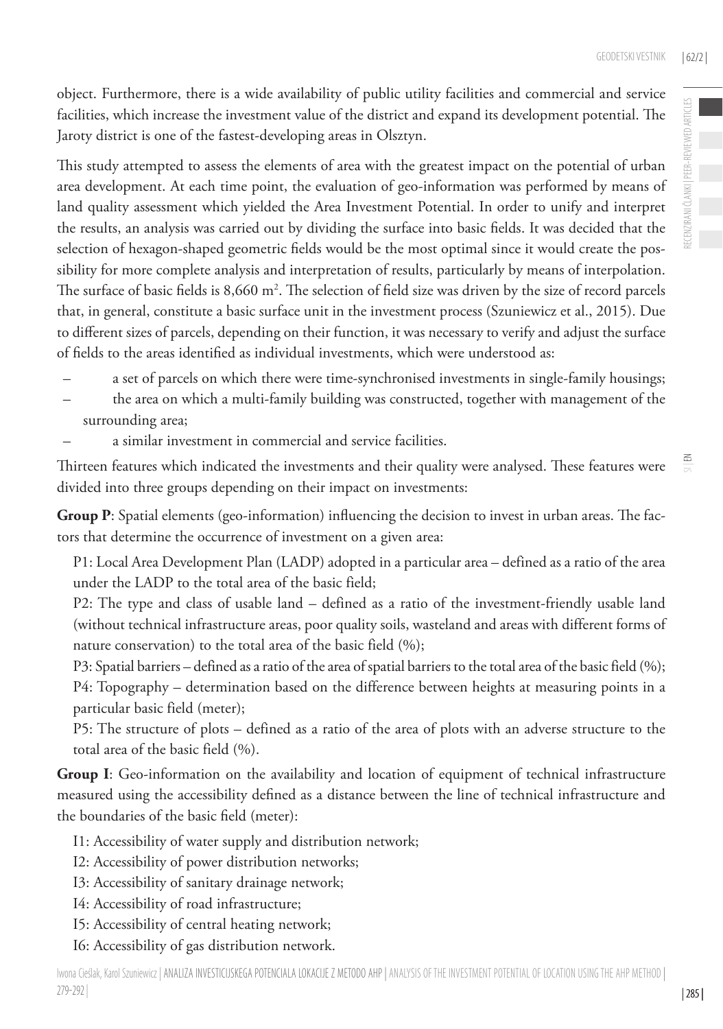object. Furthermore, there is a wide availability of public utility facilities and commercial and service facilities, which increase the investment value of the district and expand its development potential. The Jaroty district is one of the fastest-developing areas in Olsztyn.

This study attempted to assess the elements of area with the greatest impact on the potential of urban area development. At each time point, the evaluation of geo-information was performed by means of land quality assessment which yielded the Area Investment Potential. In order to unify and interpret the results, an analysis was carried out by dividing the surface into basic fields. It was decided that the selection of hexagon-shaped geometric fields would be the most optimal since it would create the possibility for more complete analysis and interpretation of results, particularly by means of interpolation. The surface of basic fields is 8,660 $m^2$. The selection of field size was driven by the size of record parcels that, in general, constitute a basic surface unit in the investment process (Szuniewicz et al., 2015). Due to different sizes of parcels, depending on their function, it was necessary to verify and adjust the surface of fields to the areas identified as individual investments, which were understood as:

- a set of parcels on which there were time-synchronised investments in single-family housings;
- the area on which a multi-family building was constructed, together with management of the surrounding area;
- a similar investment in commercial and service facilities.

Thirteen features which indicated the investments and their quality were analysed. These features were divided into three groups depending on their impact on investments:

**Group P**: Spatial elements (geo-information) influencing the decision to invest in urban areas. The factors that determine the occurrence of investment on a given area:

P1: Local Area Development Plan (LADP) adopted in a particular area – defined as a ratio of the area under the LADP to the total area of the basic field;

P2: The type and class of usable land – defined as a ratio of the investment-friendly usable land (without technical infrastructure areas, poor quality soils, wasteland and areas with different forms of nature conservation) to the total area of the basic field (%);

P3: Spatial barriers – defined as a ratio of the area of spatial barriers to the total area of the basic field (%);

P4: Topography – determination based on the difference between heights at measuring points in a particular basic field (meter);

P5: The structure of plots – defined as a ratio of the area of plots with an adverse structure to the total area of the basic field (%).

**Group I**: Geo-information on the availability and location of equipment of technical infrastructure measured using the accessibility defined as a distance between the line of technical infrastructure and the boundaries of the basic field (meter):

I1: Accessibility of water supply and distribution network;

I2: Accessibility of power distribution networks;

I3: Accessibility of sanitary drainage network;

I4: Accessibility of road infrastructure;

I5: Accessibility of central heating network;

I6: Accessibility of gas distribution network.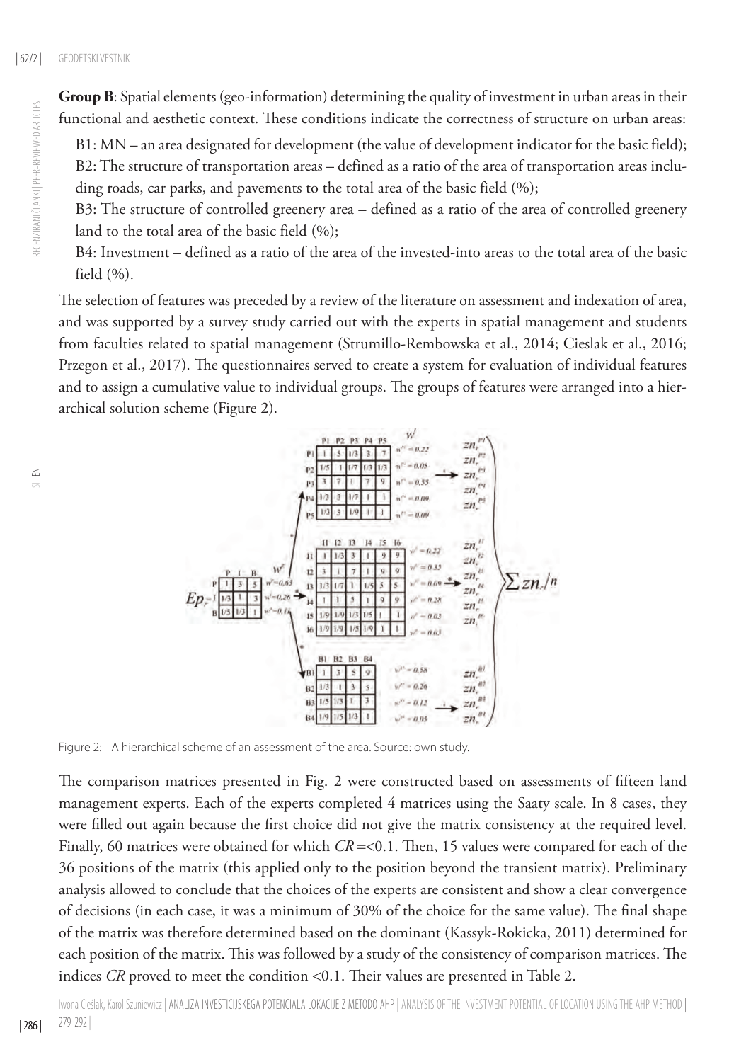**Group B**: Spatial elements (geo-information) determining the quality of investment in urban areas in their functional and aesthetic context. These conditions indicate the correctness of structure on urban areas:

B1: MN – an area designated for development (the value of development indicator for the basic field);

B2: The structure of transportation areas – defined as a ratio of the area of transportation areas including roads, car parks, and pavements to the total area of the basic field (%);

B3: The structure of controlled greenery area – defined as a ratio of the area of controlled greenery land to the total area of the basic field (%);

B4: Investment – defined as a ratio of the area of the invested-into areas to the total area of the basic field (%).

The selection of features was preceded by a review of the literature on assessment and indexation of area, and was supported by a survey study carried out with the experts in spatial management and students from faculties related to spatial management (Strumillo-Rembowska et al., 2014; Cieslak et al., 2016; Przegon et al., 2017). The questionnaires served to create a system for evaluation of individual features and to assign a cumulative value to individual groups. The groups of features were arranged into a hierarchical solution scheme (Figure 2).

Figure 2: A hierarchical scheme of an assessment of the area. Source: own study.

The comparison matrices presented in Fig. 2 were constructed based on assessments of fifteen land management experts. Each of the experts completed 4 matrices using the Saaty scale. In 8 cases, they were filled out again because the first choice did not give the matrix consistency at the required level. Finally, 60 matrices were obtained for which *CR* =<0.1. Then, 15 values were compared for each of the 36 positions of the matrix (this applied only to the position beyond the transient matrix). Preliminary analysis allowed to conclude that the choices of the experts are consistent and show a clear convergence of decisions (in each case, it was a minimum of 30% of the choice for the same value). The final shape of the matrix was therefore determined based on the dominant (Kassyk-Rokicka, 2011) determined for each position of the matrix. This was followed by a study of the consistency of comparison matrices. The indices *CR* proved to meet the condition <0.1. Their values are presented in Table 2.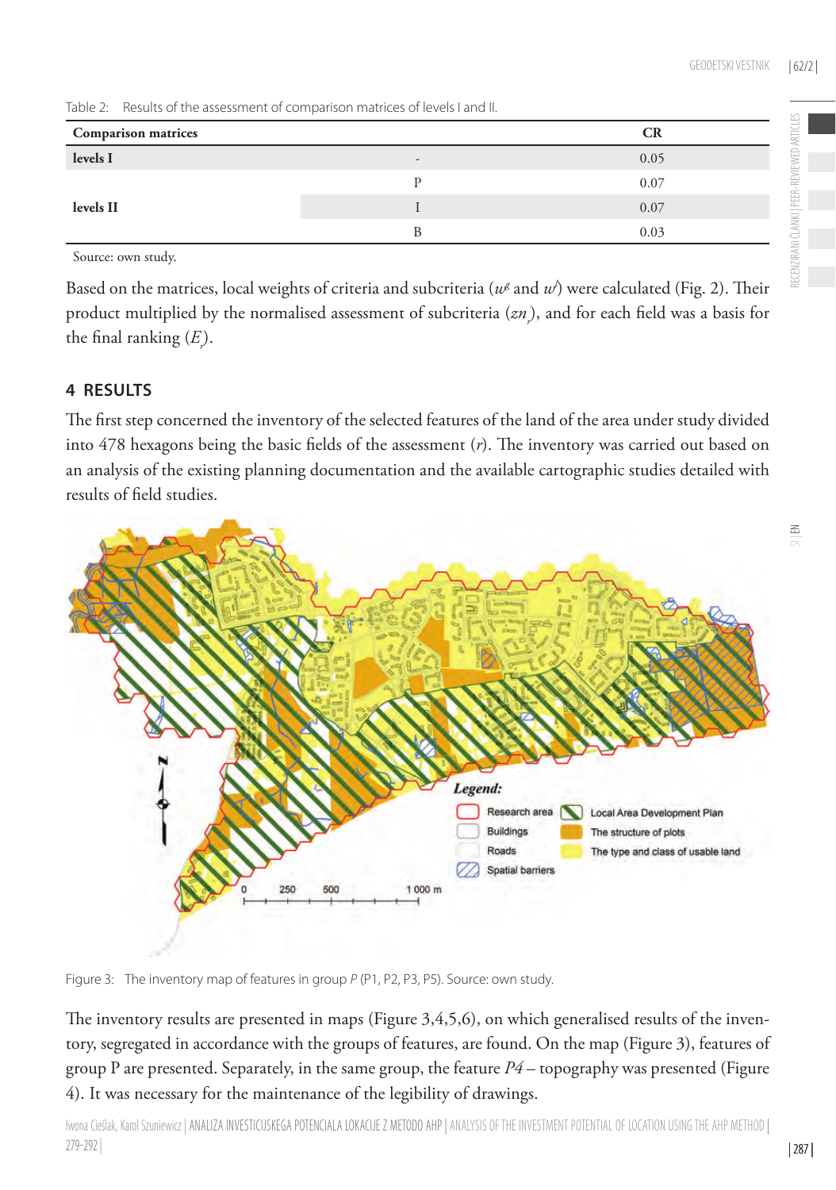Table 2: Results of the assessment of comparison matrices of levels I and II.

| Comparison matrices | | CR |
|---|---|---|
| levels I | - | 0.05 |
| levels II | P | 0.07 |
| | I | 0.07 |
| | B | 0.03 |

Source: own study.

Based on the matrices, local weights of criteria and subcriteria ($w^g$ and $w^l$) were calculated (Fig. 2). Their product multiplied by the normalised assessment of subcriteria ($zn_r$), and for each field was a basis for the final ranking ($E_r$).

## 4 RESULTS

The first step concerned the inventory of the selected features of the land of the area under study divided into 478 hexagons being the basic fields of the assessment ($r$). The inventory was carried out based on an analysis of the existing planning documentation and the available cartographic studies detailed with results of field studies.

Figure 3: The inventory map of features in group *P* (P1, P2, P3, P5). Source: own study.

The inventory results are presented in maps (Figure 3,4,5,6), on which generalised results of the inventory, segregated in accordance with the groups of features, are found. On the map (Figure 3), features of group P are presented. Separately, in the same group, the feature *P4* – topography was presented (Figure 4). It was necessary for the maintenance of the legibility of drawings.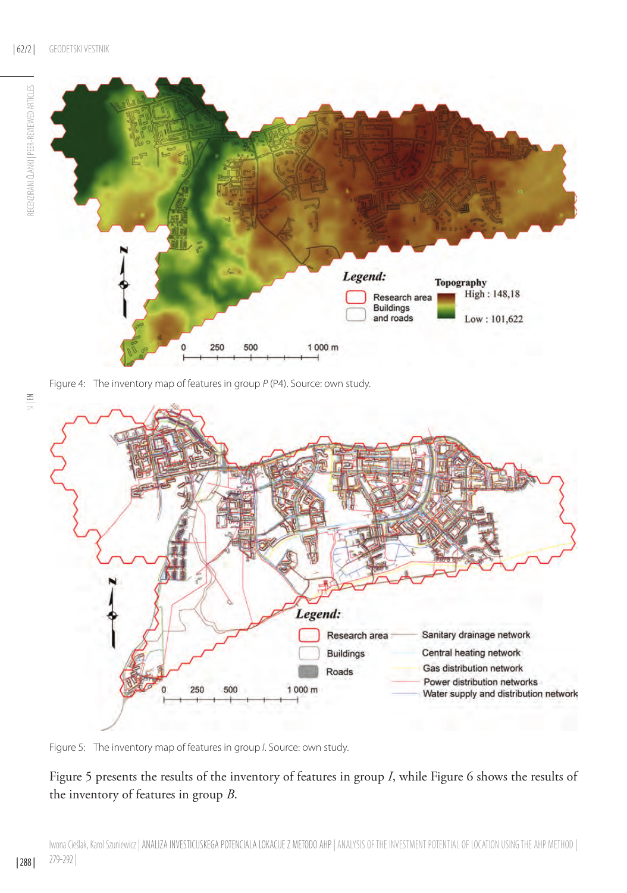Figure 4: The inventory map of features in group *P* (P4). Source: own study.

Figure 5: The inventory map of features in group *I*. Source: own study.

Figure 5 presents the results of the inventory of features in group *I*, while Figure 6 shows the results of the inventory of features in group *B*.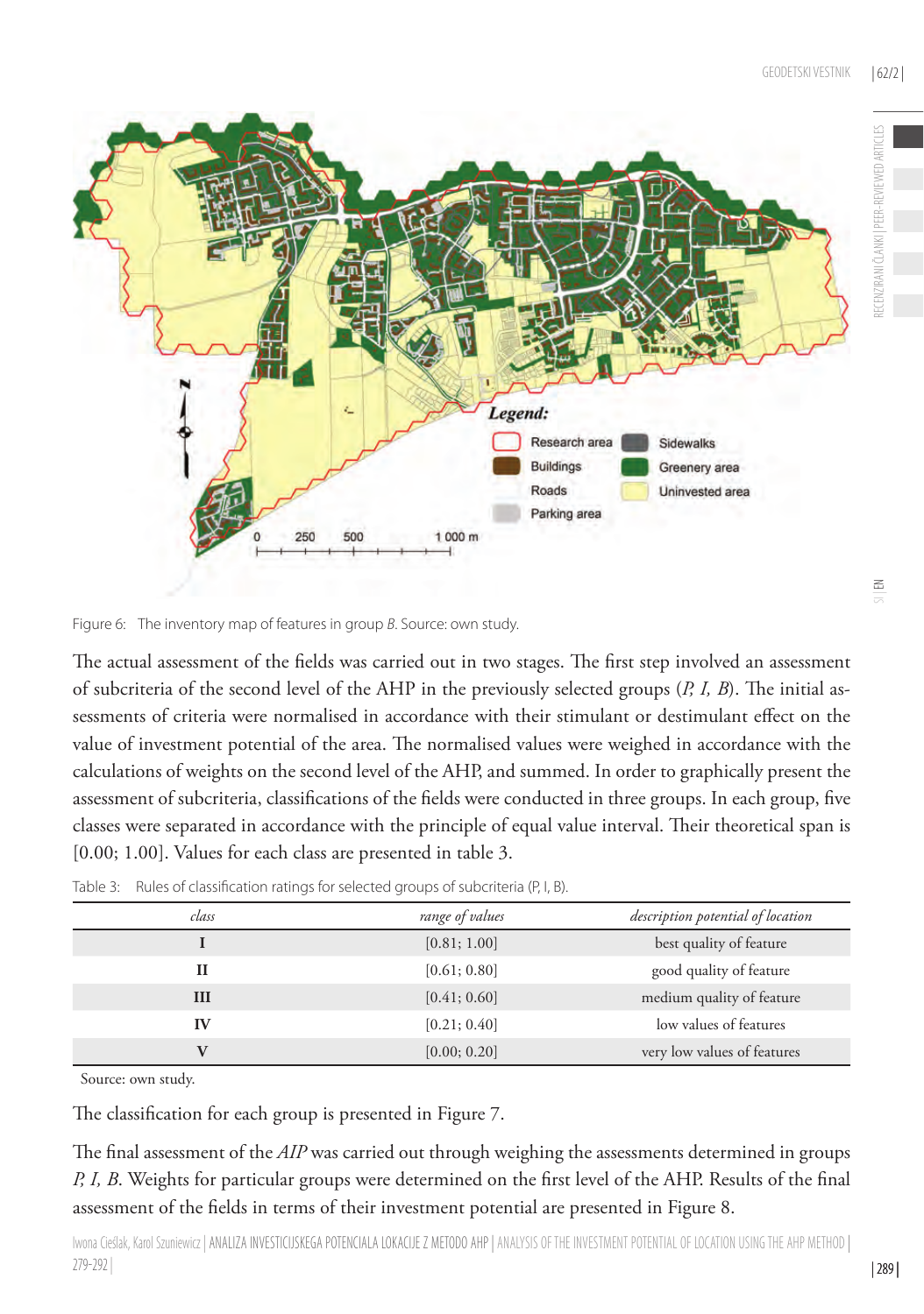Figure 6: The inventory map of features in group *B*. Source: own study.

The actual assessment of the fields was carried out in two stages. The first step involved an assessment of subcriteria of the second level of the AHP in the previously selected groups (*P, I, B*). The initial assessments of criteria were normalised in accordance with their stimulant or destimulant effect on the value of investment potential of the area. The normalised values were weighed in accordance with the calculations of weights on the second level of the AHP, and summed. In order to graphically present the assessment of subcriteria, classifications of the fields were conducted in three groups. In each group, five classes were separated in accordance with the principle of equal value interval. Their theoretical span is [0.00; 1.00]. Values for each class are presented in table 3.

Table 3: Rules of classification ratings for selected groups of subcriteria (P, I, B).

| *class* | *range of values* | *description potential of location* |
|---|---|---|
| **I** | [0.81; 1.00] | best quality of feature |
| **II** | [0.61; 0.80] | good quality of feature |
| **III** | [0.41; 0.60] | medium quality of feature |
| **IV** | [0.21; 0.40] | low values of features |
| **V** | [0.00; 0.20] | very low values of features |

Source: own study.

The classification for each group is presented in Figure 7.

The final assessment of the *AIP* was carried out through weighing the assessments determined in groups *P, I, B*. Weights for particular groups were determined on the first level of the AHP. Results of the final assessment of the fields in terms of their investment potential are presented in Figure 8.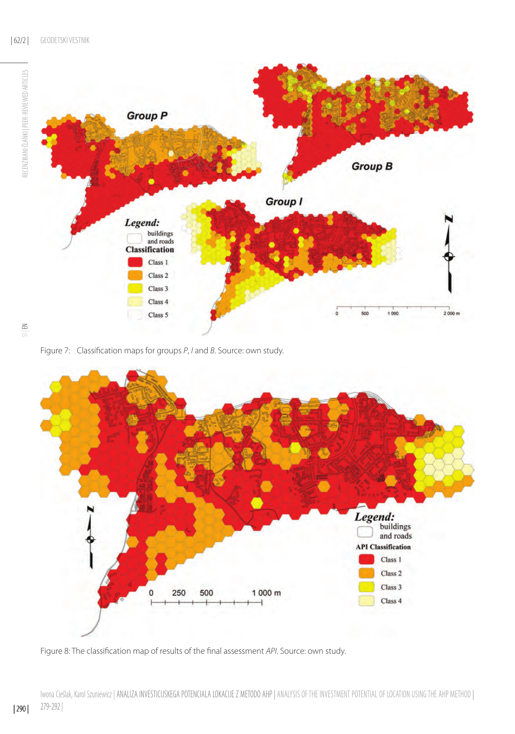Figure 7: Classification maps for groups *P*, *I* and *B*. Source: own study.

Figure 8: The classification map of results of the final assessment *API*. Source: own study.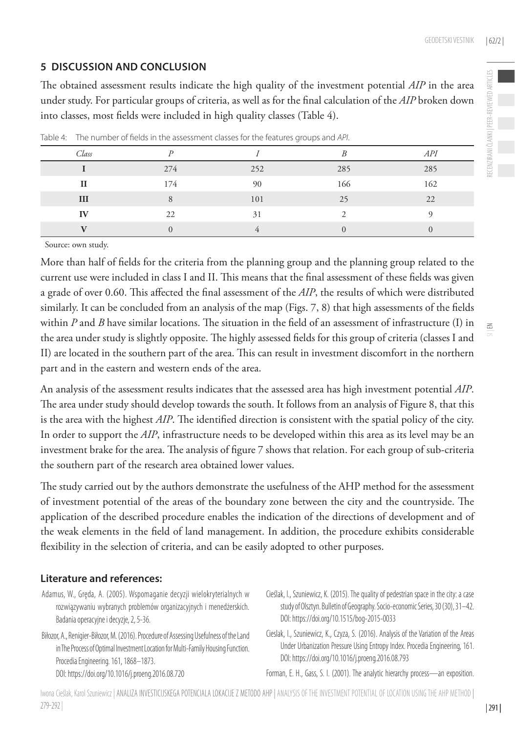## 5 DISCUSSION AND CONCLUSION

The obtained assessment results indicate the high quality of the investment potential *AIP* in the area under study. For particular groups of criteria, as well as for the final calculation of the *AIP* broken down into classes, most fields were included in high quality classes (Table 4).

Table 4: The number of fields in the assessment classes for the features groups and *API*.

| *Class* | *P* | *I* | *B* | *API* |
|---|---|---|---|---|
| **I** | 274 | 252 | 285 | 285 |
| **II** | 174 | 90 | 166 | 162 |
| **III** | 8 | 101 | 25 | 22 |
| **IV** | 22 | 31 | 2 | 9 |
| **V** | 0 | 4 | 0 | 0 |

Source: own study.

More than half of fields for the criteria from the planning group and the planning group related to the current use were included in class I and II. This means that the final assessment of these fields was given a grade of over 0.60. This affected the final assessment of the *AIP*, the results of which were distributed similarly. It can be concluded from an analysis of the map (Figs. 7, 8) that high assessments of the fields within *P* and *B* have similar locations. The situation in the field of an assessment of infrastructure (I) in the area under study is slightly opposite. The highly assessed fields for this group of criteria (classes I and II) are located in the southern part of the area. This can result in investment discomfort in the northern part and in the eastern and western ends of the area.

An analysis of the assessment results indicates that the assessed area has high investment potential *AIP*. The area under study should develop towards the south. It follows from an analysis of Figure 8, that this is the area with the highest *AIP*. The identified direction is consistent with the spatial policy of the city. In order to support the *AIP*, infrastructure needs to be developed within this area as its level may be an investment brake for the area. The analysis of figure 7 shows that relation. For each group of sub-criteria the southern part of the research area obtained lower values.

The study carried out by the authors demonstrate the usefulness of the AHP method for the assessment of investment potential of the areas of the boundary zone between the city and the countryside. The application of the described procedure enables the indication of the directions of development and of the weak elements in the field of land management. In addition, the procedure exhibits considerable flexibility in the selection of criteria, and can be easily adopted to other purposes.

### Literature and references:

Adamus, W., Gręda, A. (2005). Wspomaganie decyzji wielokryterialnych w rozwiązywaniu wybranych problemów organizacyjnych i menedżerskich. Badania operacyjne i decyzje, 2, 5-36.

Biłozor, A., Renigier-Biłozor, M. (2016). Procedure of Assessing Usefulness of the Land in The Process of Optimal Investment Location for Multi-Family Housing Function. Procedia Engineering. 161, 1868–1873. DOI: https://doi.org/10.1016/j.proeng.2016.08.720

Cieślak, I., Szuniewicz, K. (2015). The quality of pedestrian space in the city: a case study of Olsztyn. Bulletin of Geography. Socio-economic Series, 30 (30), 31–42. DOI: https://doi.org/10.1515/bog-2015-0033

Cieslak, I., Szuniewicz, K., Czyza, S. (2016). Analysis of the Variation of the Areas Under Urbanization Pressure Using Entropy Index. Procedia Engineering, 161. DOI: https://doi.org/10.1016/j.proeng.2016.08.793

Forman, E. H., Gass, S. I. (2001). The analytic hierarchy process—an exposition.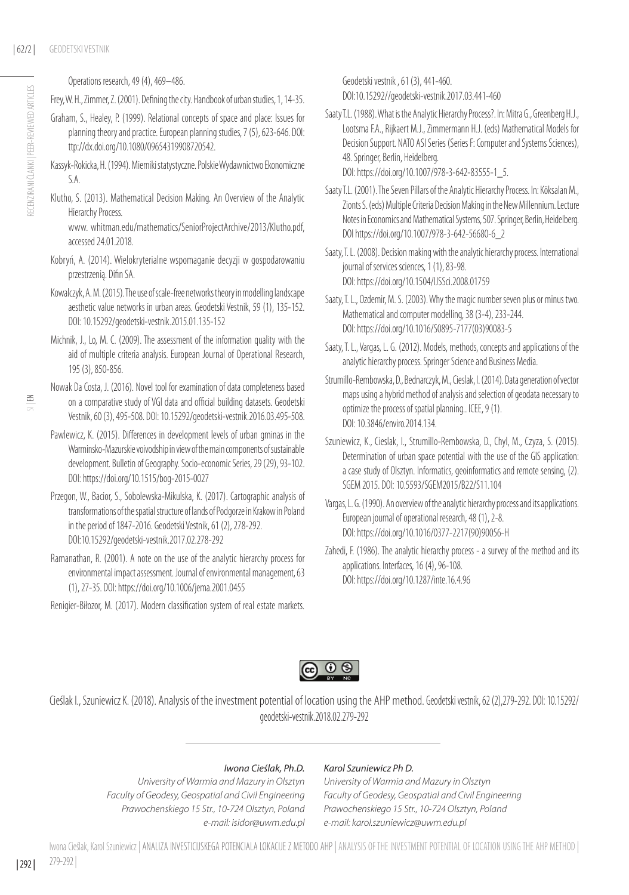Operations research, 49 (4), 469–486.

Frey, W. H., Zimmer, Z. (2001). Defining the city. Handbook of urban studies, 1, 14-35.

Graham, S., Healey, P. (1999). Relational concepts of space and place: Issues for planning theory and practice. European planning studies, 7 (5), 623-646. DOI: ttp://dx.doi.org/10.1080/09654319908720542.

Kassyk-Rokicka, H. (1994). Mierniki statystyczne. Polskie Wydawnictwo Ekonomiczne S.A.

Klutho, S. (2013). Mathematical Decision Making. An Overview of the Analytic Hierarchy Process.
www. whitman.edu/mathematics/SeniorProjectArchive/2013/Klutho.pdf, accessed 24.01.2018.

Kobryń, A. (2014). Wielokryterialne wspomaganie decyzji w gospodarowaniu przestrzenią. Difin SA.

Kowalczyk, A. M. (2015). The use of scale-free networks theory in modelling landscape aesthetic value networks in urban areas. Geodetski Vestnik, 59 (1), 135-152. DOI: 10.15292/geodetski-vestnik.2015.01.135-152

Michnik, J., Lo, M. C. (2009). The assessment of the information quality with the aid of multiple criteria analysis. European Journal of Operational Research, 195 (3), 850-856.

Nowak Da Costa, J. (2016). Novel tool for examination of data completeness based on a comparative study of VGI data and official building datasets. Geodetski Vestnik, 60 (3), 495-508. DOI: 10.15292/geodetski-vestnik.2016.03.495-508.

Pawlewicz, K. (2015). Differences in development levels of urban gminas in the Warminsko-Mazurskie voivodship in view of the main components of sustainable development. Bulletin of Geography. Socio-economic Series, 29 (29), 93-102. DOI: https://doi.org/10.1515/bog-2015-0027

Przegon, W., Bacior, S., Sobolewska-Mikulska, K. (2017). Cartographic analysis of transformations of the spatial structure of lands of Podgorze in Krakow in Poland in the period of 1847-2016. Geodetski Vestnik, 61 (2), 278-292. DOI:10.15292/geodetski-vestnik.2017.02.278-292

Ramanathan, R. (2001). A note on the use of the analytic hierarchy process for environmental impact assessment. Journal of environmental management, 63 (1), 27-35. DOI: https://doi.org/10.1006/jema.2001.0455

Renigier-Biłozor, M. (2017). Modern classification system of real estate markets. Geodetski vestnik , 61 (3), 441-460. DOI:10.15292//geodetski-vestnik.2017.03.441-460

Saaty T.L. (1988). What is the Analytic Hierarchy Process?. In: Mitra G., Greenberg H.J., Lootsma F.A., Rijkaert M.J., Zimmermann H.J. (eds) Mathematical Models for Decision Support. NATO ASI Series (Series F: Computer and Systems Sciences), 48. Springer, Berlin, Heidelberg.
DOI: https://doi.org/10.1007/978-3-642-83555-1_5.

Saaty T.L. (2001). The Seven Pillars of the Analytic Hierarchy Process. In: Köksalan M., Zionts S. (eds) Multiple Criteria Decision Making in the New Millennium. Lecture Notes in Economics and Mathematical Systems, 507. Springer, Berlin, Heidelberg. DOI https://doi.org/10.1007/978-3-642-56680-6_2

Saaty, T. L. (2008). Decision making with the analytic hierarchy process. International journal of services sciences, 1 (1), 83-98.
DOI: https://doi.org/10.1504/IJSSci.2008.01759

Saaty, T. L., Ozdemir, M. S. (2003). Why the magic number seven plus or minus two. Mathematical and computer modelling, 38 (3-4), 233-244.
DOI: https://doi.org/10.1016/S0895-7177(03)90083-5

Saaty, T. L., Vargas, L. G. (2012). Models, methods, concepts and applications of the analytic hierarchy process. Springer Science and Business Media.

Strumillo-Rembowska, D., Bednarczyk, M., Cieslak, I. (2014). Data generation of vector maps using a hybrid method of analysis and selection of geodata necessary to optimize the process of spatial planning.. ICEE, 9 (1).
DOI: 10.3846/enviro.2014.134.

Szuniewicz, K., Cieslak, I., Strumillo-Rembowska, D., Chyl, M., Czyza, S. (2015). Determination of urban space potential with the use of the GIS application: a case study of Olsztyn. Informatics, geoinformatics and remote sensing, (2). SGEM 2015. DOI: 10.5593/SGEM2015/B22/S11.104

Vargas, L. G. (1990). An overview of the analytic hierarchy process and its applications. European journal of operational research, 48 (1), 2-8.
DOI: https://doi.org/10.1016/0377-2217(90)90056-H

Zahedi, F. (1986). The analytic hierarchy process - a survey of the method and its applications. Interfaces, 16 (4), 96-108.
DOI: https://doi.org/10.1287/inte.16.4.96

Cieślak I., Szuniewicz K. (2018). Analysis of the investment potential of location using the AHP method. Geodetski vestnik, 62 (2),279-292. DOI: 10.15292/geodetski-vestnik.2018.02.279-292

---

*Iwona Cieślak, Ph.D.*
*University of Warmia and Mazury in Olsztyn*
*Faculty of Geodesy, Geospatial and Civil Engineering*
*Prawochenskiego 15 Str., 10-724 Olsztyn, Poland*
*e-mail: isidor@uwm.edu.pl*

*Karol Szuniewicz Ph D.*
*University of Warmia and Mazury in Olsztyn*
*Faculty of Geodesy, Geospatial and Civil Engineering*
*Prawochenskiego 15 Str., 10-724 Olsztyn, Poland*
*e-mail: karol.szuniewicz@uwm.edu.pl*